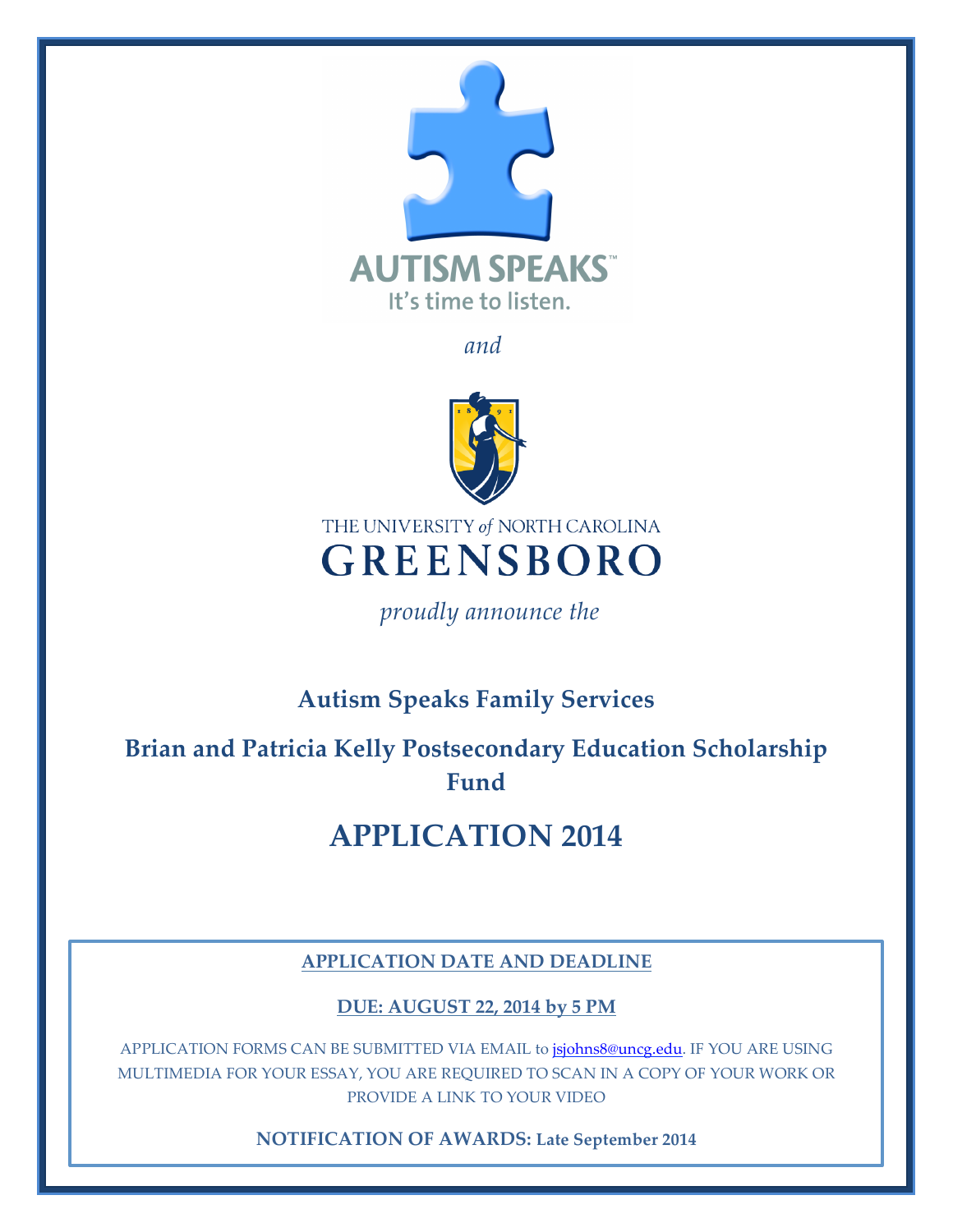AUTISM SPEAKS™

It's time to listen.

*and*

THE UNIVERSITY *of* NORTH CAROLINA

GREENSBORO

*proudly announce the*

## Autism Speaks Family Services

## Brian and Patricia Kelly Postsecondary Education Scholarship Fund

# APPLICATION 2014

**APPLICATION DATE AND DEADLINE**

**DUE: AUGUST 22, 2014 by 5 PM**

APPLICATION FORMS CAN BE SUBMITTED VIA EMAIL to jsjohns8@uncg.edu. IF YOU ARE USING MULTIMEDIA FOR YOUR ESSAY, YOU ARE REQUIRED TO SCAN IN A COPY OF YOUR WORK OR PROVIDE A LINK TO YOUR VIDEO

**NOTIFICATION OF AWARDS: Late September 2014**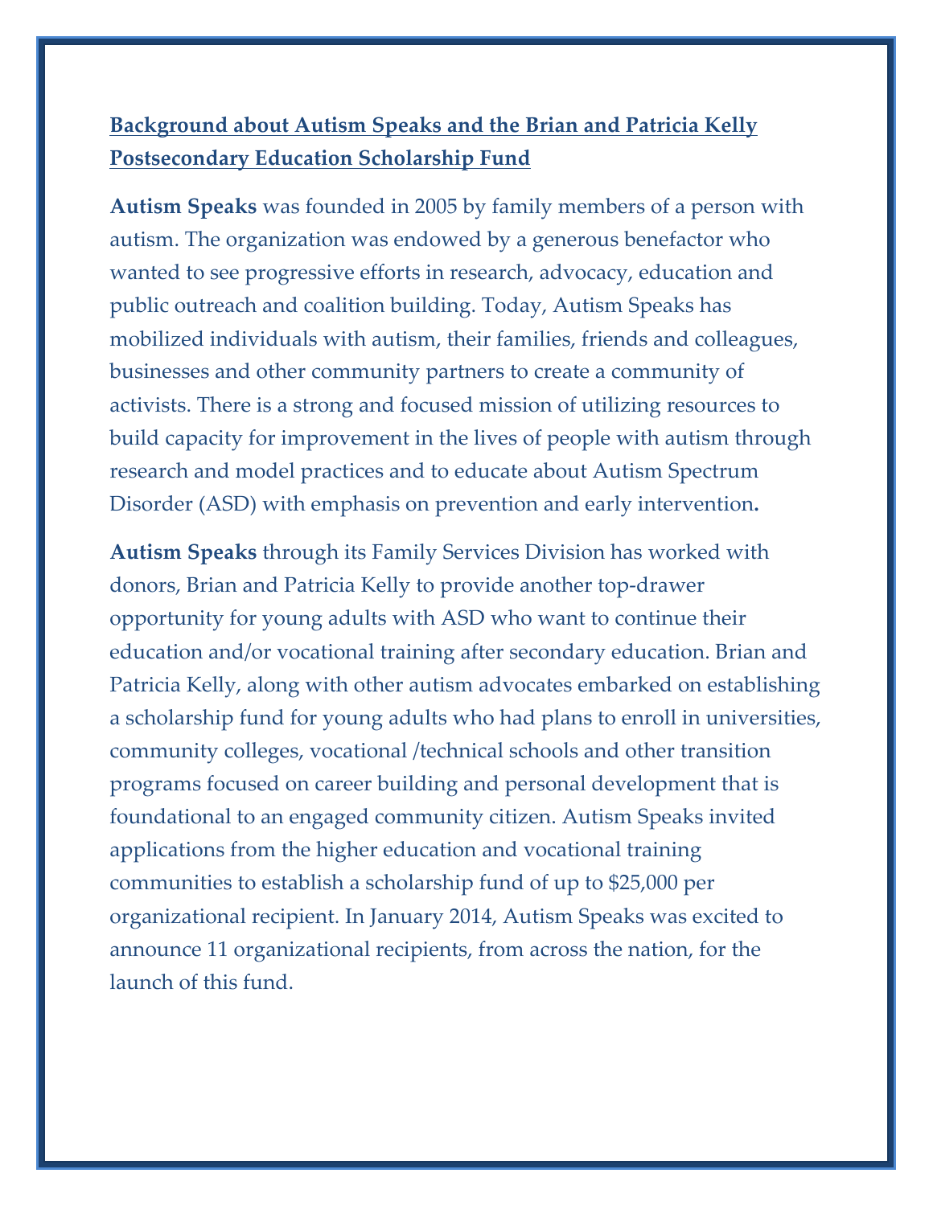## Background about Autism Speaks and the Brian and Patricia Kelly Postsecondary Education Scholarship Fund

**Autism Speaks** was founded in 2005 by family members of a person with autism. The organization was endowed by a generous benefactor who wanted to see progressive efforts in research, advocacy, education and public outreach and coalition building. Today, Autism Speaks has mobilized individuals with autism, their families, friends and colleagues, businesses and other community partners to create a community of activists. There is a strong and focused mission of utilizing resources to build capacity for improvement in the lives of people with autism through research and model practices and to educate about Autism Spectrum Disorder (ASD) with emphasis on prevention and early intervention**.**

**Autism Speaks** through its Family Services Division has worked with donors, Brian and Patricia Kelly to provide another top-drawer opportunity for young adults with ASD who want to continue their education and/or vocational training after secondary education. Brian and Patricia Kelly, along with other autism advocates embarked on establishing a scholarship fund for young adults who had plans to enroll in universities, community colleges, vocational /technical schools and other transition programs focused on career building and personal development that is foundational to an engaged community citizen. Autism Speaks invited applications from the higher education and vocational training communities to establish a scholarship fund of up to $25,000 per organizational recipient. In January 2014, Autism Speaks was excited to announce 11 organizational recipients, from across the nation, for the launch of this fund.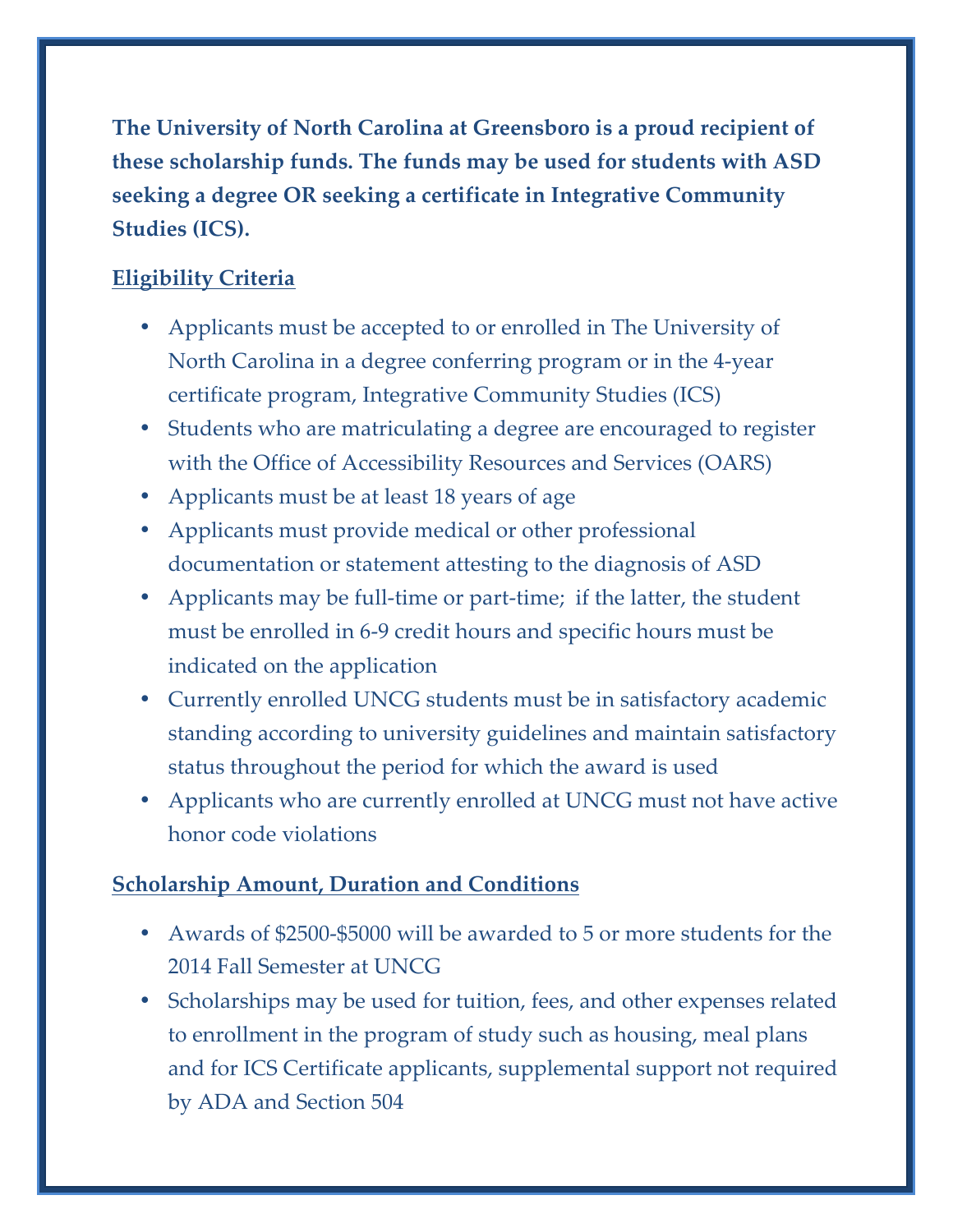**The University of North Carolina at Greensboro is a proud recipient of these scholarship funds. The funds may be used for students with ASD seeking a degree OR seeking a certificate in Integrative Community Studies (ICS).**

## Eligibility Criteria

- Applicants must be accepted to or enrolled in The University of North Carolina in a degree conferring program or in the 4-year certificate program, Integrative Community Studies (ICS)
- Students who are matriculating a degree are encouraged to register with the Office of Accessibility Resources and Services (OARS)
- Applicants must be at least 18 years of age
- Applicants must provide medical or other professional documentation or statement attesting to the diagnosis of ASD
- Applicants may be full-time or part-time; if the latter, the student must be enrolled in 6-9 credit hours and specific hours must be indicated on the application
- Currently enrolled UNCG students must be in satisfactory academic standing according to university guidelines and maintain satisfactory status throughout the period for which the award is used
- Applicants who are currently enrolled at UNCG must not have active honor code violations

## Scholarship Amount, Duration and Conditions

- Awards of $2500-$5000 will be awarded to 5 or more students for the 2014 Fall Semester at UNCG
- Scholarships may be used for tuition, fees, and other expenses related to enrollment in the program of study such as housing, meal plans and for ICS Certificate applicants, supplemental support not required by ADA and Section 504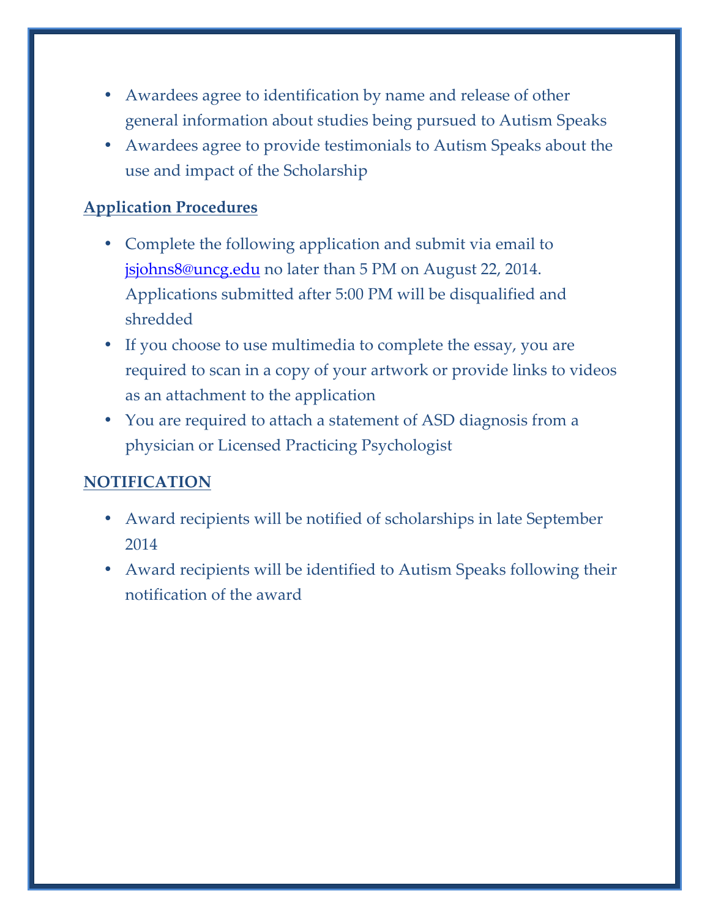- Awardees agree to identification by name and release of other general information about studies being pursued to Autism Speaks
- Awardees agree to provide testimonials to Autism Speaks about the use and impact of the Scholarship

**Application Procedures**

- Complete the following application and submit via email to jsjohns8@uncg.edu no later than 5 PM on August 22, 2014. Applications submitted after 5:00 PM will be disqualified and shredded
- If you choose to use multimedia to complete the essay, you are required to scan in a copy of your artwork or provide links to videos as an attachment to the application
- You are required to attach a statement of ASD diagnosis from a physician or Licensed Practicing Psychologist

**NOTIFICATION**

- Award recipients will be notified of scholarships in late September 2014
- Award recipients will be identified to Autism Speaks following their notification of the award